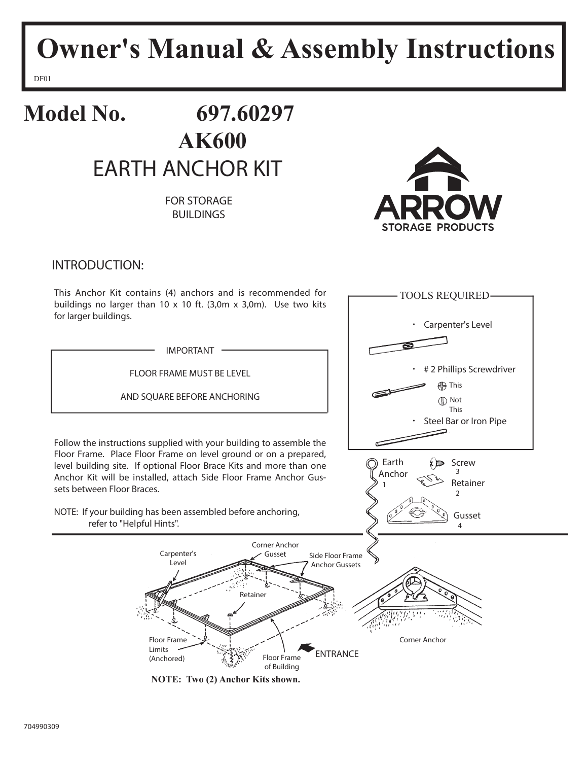# Owner's Manual & Assembly Instructions

DF01

## Model No. 697.60297

## AK600

## EARTH ANCHOR KIT

FOR STORAGE BUILDINGS

ARROW STORAGE PRODUCTS

### INTRODUCTION:

This Anchor Kit contains (4) anchors and is recommended for buildings no larger than 10 x 10 ft. (3,0m x 3,0m). Use two kits for larger buildings.

**IMPORTANT**

FLOOR FRAME MUST BE LEVEL

AND SQUARE BEFORE ANCHORING

**TOOLS REQUIRED**

- Carpenter's Level
- # 2 Phillips Screwdriver (This / Not This)
- Steel Bar or Iron Pipe

Follow the instructions supplied with your building to assemble the Floor Frame. Place Floor Frame on level ground or on a prepared, level building site. If optional Floor Brace Kits and more than one Anchor Kit will be installed, attach Side Floor Frame Anchor Gussets between Floor Braces.

NOTE: If your building has been assembled before anchoring, refer to "Helpful Hints".

Earth Anchor 1

Screw 3

Retainer 2

Gusset 4

Carpenter's Level

Corner Anchor Gusset

Side Floor Frame Anchor Gussets

Retainer

Floor Frame Limits (Anchored)

Floor Frame of Building

ENTRANCE

Corner Anchor

**NOTE: Two (2) Anchor Kits shown.**

704990309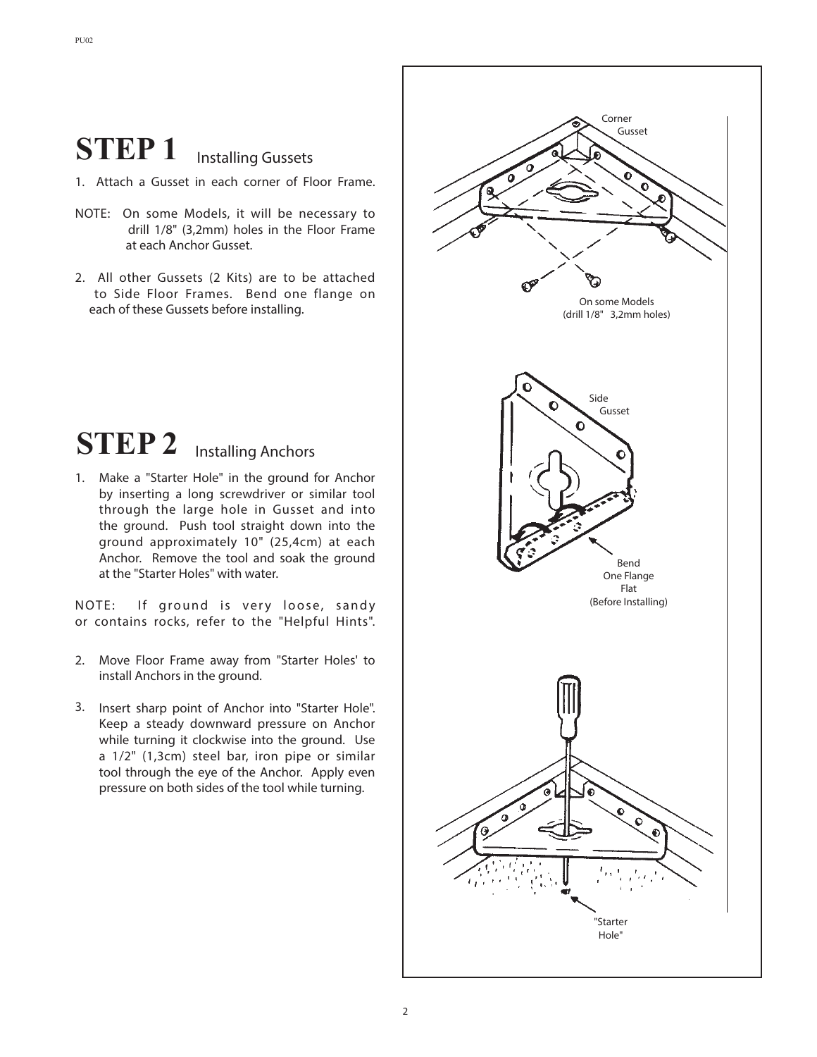# STEP 1 Installing Gussets

1. Attach a Gusset in each corner of Floor Frame.

NOTE: On some Models, it will be necessary to drill 1/8" (3,2mm) holes in the Floor Frame at each Anchor Gusset.

2. All other Gussets (2 Kits) are to be attached to Side Floor Frames. Bend one flange on each of these Gussets before installing.

# STEP 2 Installing Anchors

1. Make a "Starter Hole" in the ground for Anchor by inserting a long screwdriver or similar tool through the large hole in Gusset and into the ground. Push tool straight down into the ground approximately 10" (25,4cm) at each Anchor. Remove the tool and soak the ground at the "Starter Holes" with water.

NOTE: If ground is very loose, sandy or contains rocks, refer to the "Helpful Hints".

2. Move Floor Frame away from "Starter Holes' to install Anchors in the ground.

3. Insert sharp point of Anchor into "Starter Hole". Keep a steady downward pressure on Anchor while turning it clockwise into the ground. Use a 1/2" (1,3cm) steel bar, iron pipe or similar tool through the eye of the Anchor. Apply even pressure on both sides of the tool while turning.

Corner Gusset

On some Models (drill 1/8" 3,2mm holes)

Side Gusset

Bend One Flange Flat (Before Installing)

"Starter Hole"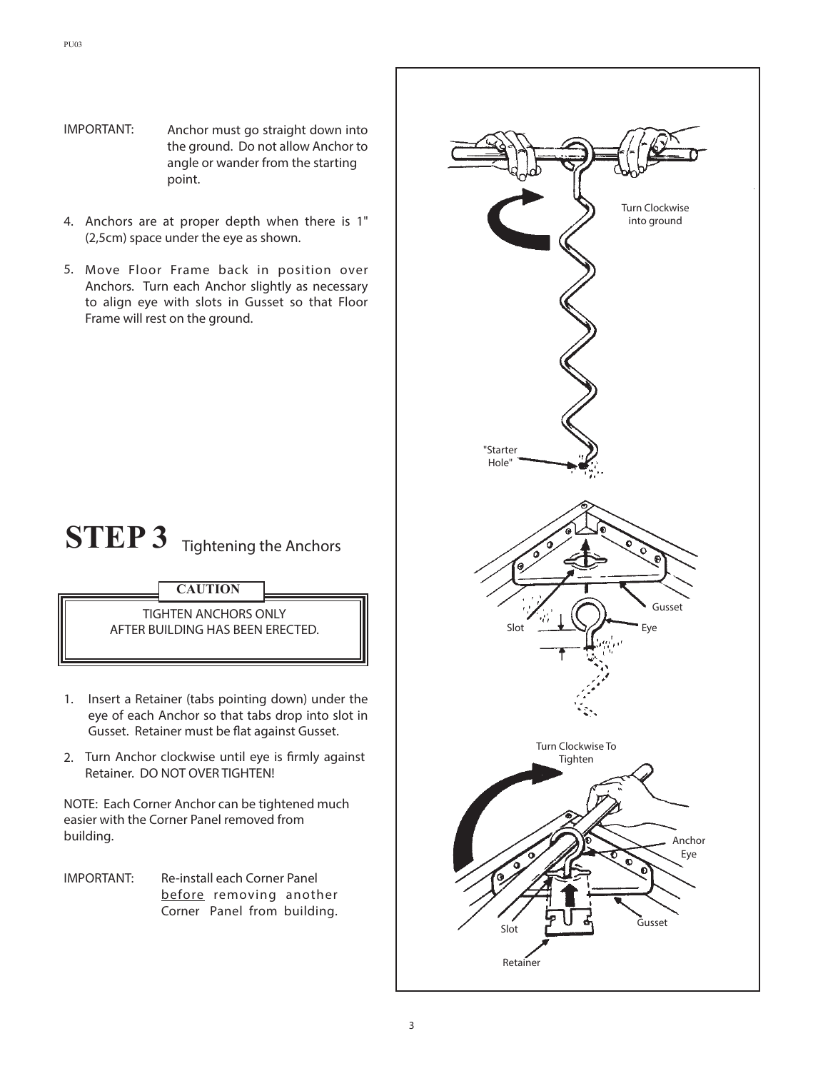IMPORTANT: Anchor must go straight down into the ground. Do not allow Anchor to angle or wander from the starting point.

4. Anchors are at proper depth when there is 1" (2,5cm) space under the eye as shown.
5. Move Floor Frame back in position over Anchors. Turn each Anchor slightly as necessary to align eye with slots in Gusset so that Floor Frame will rest on the ground.

# STEP 3 Tightening the Anchors

**CAUTION**

TIGHTEN ANCHORS ONLY AFTER BUILDING HAS BEEN ERECTED.

1. Insert a Retainer (tabs pointing down) under the eye of each Anchor so that tabs drop into slot in Gusset. Retainer must be flat against Gusset.
2. Turn Anchor clockwise until eye is firmly against Retainer. DO NOT OVER TIGHTEN!

NOTE: Each Corner Anchor can be tightened much easier with the Corner Panel removed from building.

IMPORTANT: Re-install each Corner Panel before removing another Corner Panel from building.

Turn Clockwise into ground

"Starter Hole"

Slot

Gusset

Eye

Turn Clockwise To Tighten

Anchor Eye

Slot

Gusset

Retainer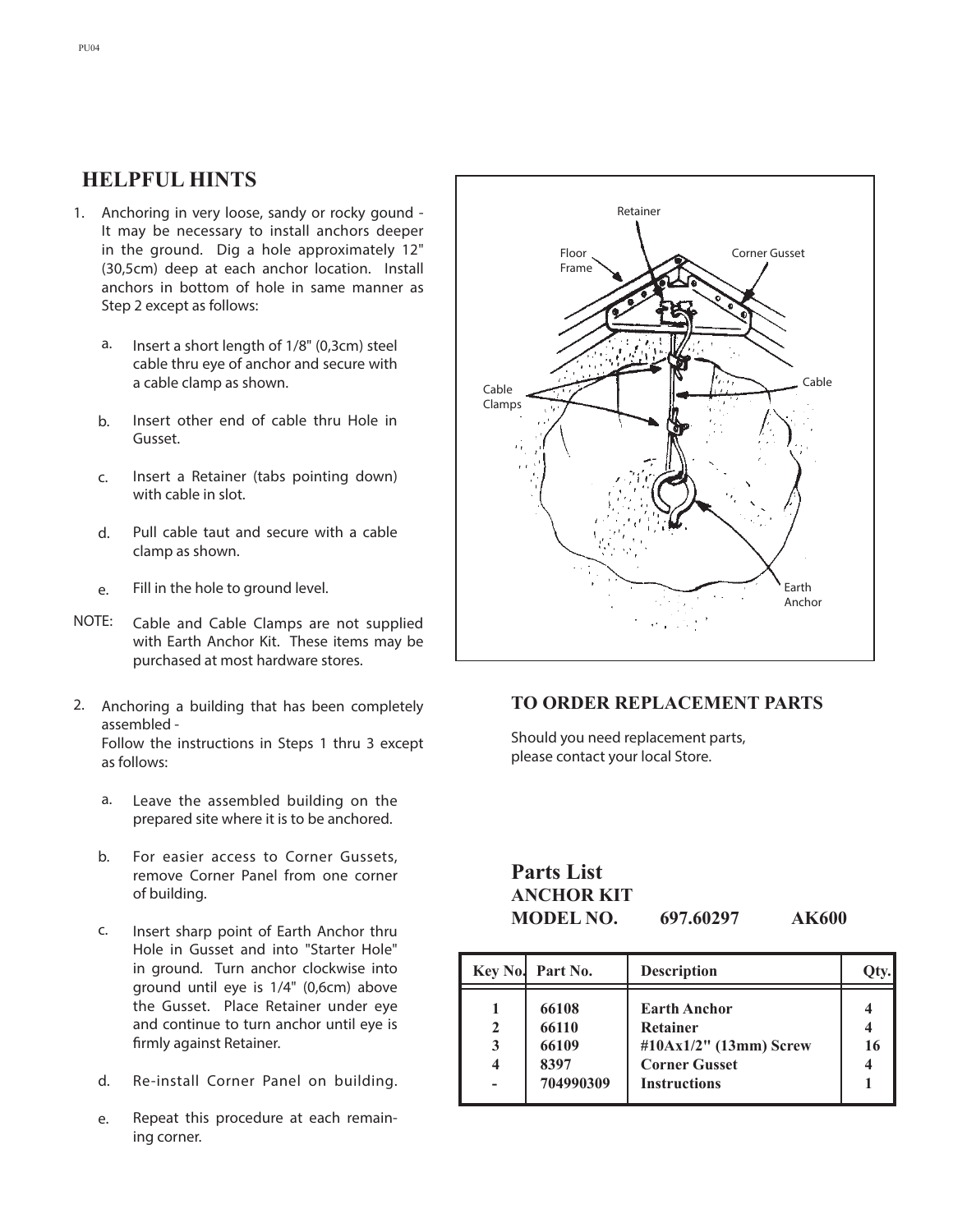## HELPFUL HINTS

1. Anchoring in very loose, sandy or rocky gound - It may be necessary to install anchors deeper in the ground. Dig a hole approximately 12" (30,5cm) deep at each anchor location. Install anchors in bottom of hole in same manner as Step 2 except as follows:

   a. Insert a short length of 1/8" (0,3cm) steel cable thru eye of anchor and secure with a cable clamp as shown.

   b. Insert other end of cable thru Hole in Gusset.

   c. Insert a Retainer (tabs pointing down) with cable in slot.

   d. Pull cable taut and secure with a cable clamp as shown.

   e. Fill in the hole to ground level.

NOTE: Cable and Cable Clamps are not supplied with Earth Anchor Kit. These items may be purchased at most hardware stores.

2. Anchoring a building that has been completely assembled -
   Follow the instructions in Steps 1 thru 3 except as follows:

   a. Leave the assembled building on the prepared site where it is to be anchored.

   b. For easier access to Corner Gussets, remove Corner Panel from one corner of building.

   c. Insert sharp point of Earth Anchor thru Hole in Gusset and into "Starter Hole" in ground. Turn anchor clockwise into ground until eye is 1/4" (0,6cm) above the Gusset. Place Retainer under eye and continue to turn anchor until eye is firmly against Retainer.

   d. Re-install Corner Panel on building.

   e. Repeat this procedure at each remaining corner.

Retainer
Floor Frame
Corner Gusset
Cable Clamps
Cable
Earth Anchor

## TO ORDER REPLACEMENT PARTS

Should you need replacement parts, please contact your local Store.

## Parts List
### ANCHOR KIT
### MODEL NO. 697.60297 AK600

| Key No. | Part No. | Description | Qty. |
|---|---|---|---|
| 1 | 66108 | Earth Anchor | 4 |
| 2 | 66110 | Retainer | 4 |
| 3 | 66109 | #10Ax1/2" (13mm) Screw | 16 |
| 4 | 8397 | Corner Gusset | 4 |
| - | 704990309 | Instructions | 1 |